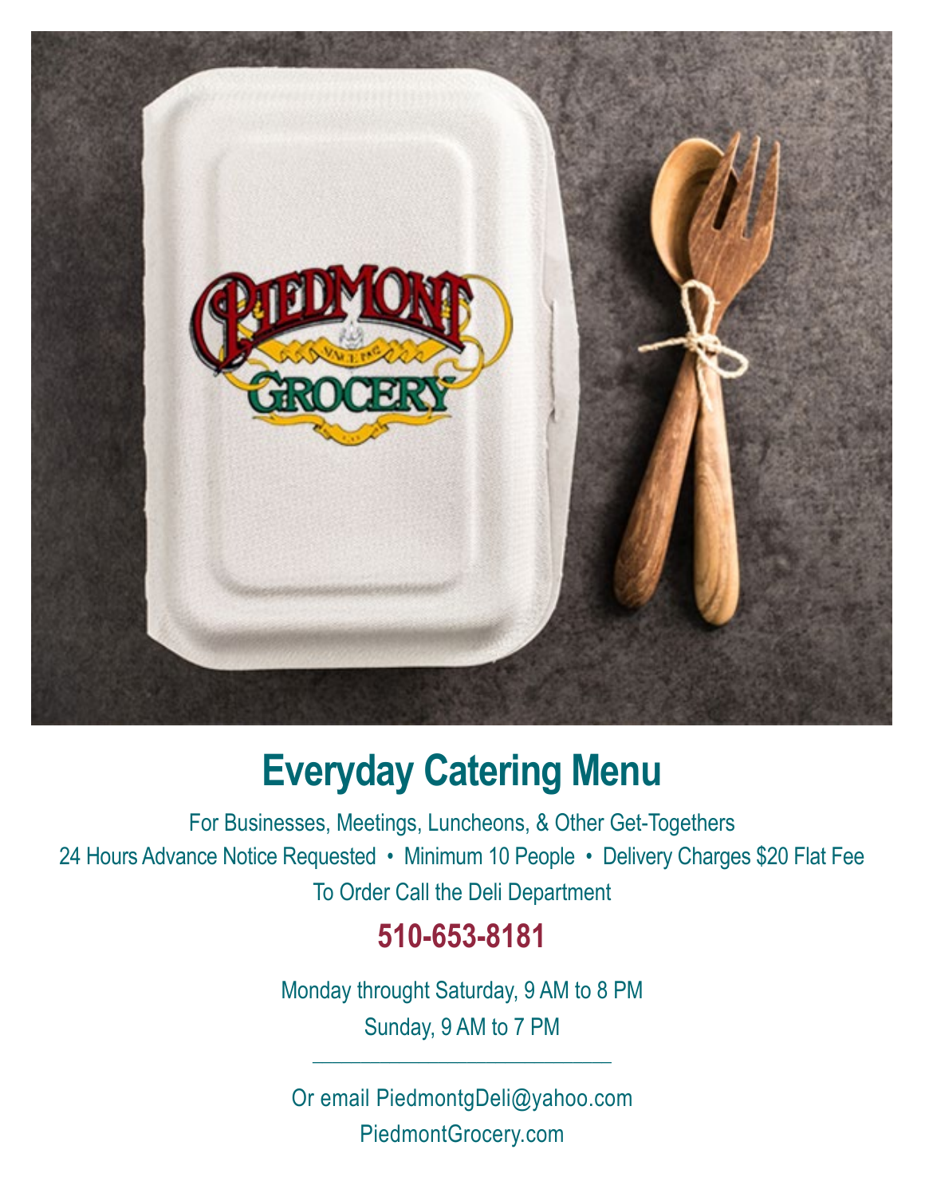# Everyday Catering Menu

For Businesses, Meetings, Luncheons, & Other Get-Togethers

24 Hours Advance Notice Requested • Minimum 10 People • Delivery Charges $20 Flat Fee

To Order Call the Deli Department

## 510-653-8181

Monday throught Saturday, 9 AM to 8 PM

Sunday, 9 AM to 7 PM

---

Or email PiedmontgDeli@yahoo.com

PiedmontGrocery.com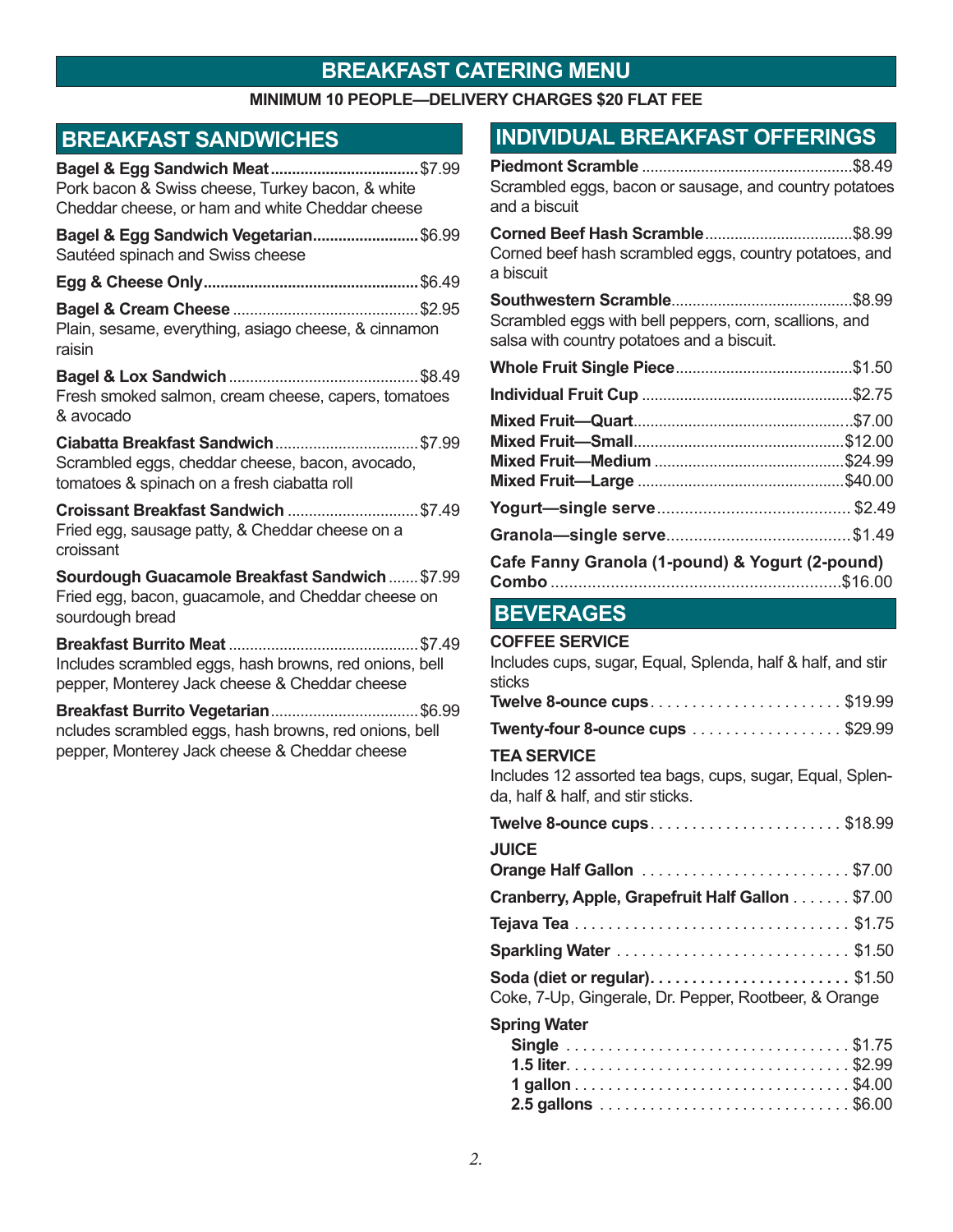# BREAKFAST CATERING MENU

**MINIMUM 10 PEOPLE—DELIVERY CHARGES $20 FLAT FEE**

## BREAKFAST SANDWICHES

**Bagel & Egg Sandwich Meat** ........ $7.99
Pork bacon & Swiss cheese, Turkey bacon, & white Cheddar cheese, or ham and white Cheddar cheese

**Bagel & Egg Sandwich Vegetarian** ........ $6.99
Sautéed spinach and Swiss cheese

**Egg & Cheese Only** ........ $6.49

**Bagel & Cream Cheese** ........ $2.95
Plain, sesame, everything, asiago cheese, & cinnamon raisin

**Bagel & Lox Sandwich** ........ $8.49
Fresh smoked salmon, cream cheese, capers, tomatoes & avocado

**Ciabatta Breakfast Sandwich** ........ $7.99
Scrambled eggs, cheddar cheese, bacon, avocado, tomatoes & spinach on a fresh ciabatta roll

**Croissant Breakfast Sandwich** ........ $7.49
Fried egg, sausage patty, & Cheddar cheese on a croissant

**Sourdough Guacamole Breakfast Sandwich** ........ $7.99
Fried egg, bacon, guacamole, and Cheddar cheese on sourdough bread

**Breakfast Burrito Meat** ........ $7.49
Includes scrambled eggs, hash browns, red onions, bell pepper, Monterey Jack cheese & Cheddar cheese

**Breakfast Burrito Vegetarian** ........ $6.99
ncludes scrambled eggs, hash browns, red onions, bell pepper, Monterey Jack cheese & Cheddar cheese

## INDIVIDUAL BREAKFAST OFFERINGS

**Piedmont Scramble** ........ $8.49
Scrambled eggs, bacon or sausage, and country potatoes and a biscuit

**Corned Beef Hash Scramble** ........ $8.99
Corned beef hash scrambled eggs, country potatoes, and a biscuit

**Southwestern Scramble** ........ $8.99
Scrambled eggs with bell peppers, corn, scallions, and salsa with country potatoes and a biscuit.

**Whole Fruit Single Piece** ........ $1.50

**Individual Fruit Cup** ........ $2.75

**Mixed Fruit—Quart** ........ $7.00
**Mixed Fruit—Small** ........ $12.00
**Mixed Fruit—Medium** ........ $24.99
**Mixed Fruit—Large** ........ $40.00

**Yogurt—single serve** ........ $2.49

**Granola—single serve** ........ $1.49

**Cafe Fanny Granola (1-pound) & Yogurt (2-pound) Combo** ........ $16.00

## BEVERAGES

**COFFEE SERVICE**
Includes cups, sugar, Equal, Splenda, half & half, and stir sticks

**Twelve 8-ounce cups** ........ $19.99

**Twenty-four 8-ounce cups** ........ $29.99

**TEA SERVICE**
Includes 12 assorted tea bags, cups, sugar, Equal, Splenda, half & half, and stir sticks.

**Twelve 8-ounce cups** ........ $18.99

**JUICE**
**Orange Half Gallon** ........ $7.00

**Cranberry, Apple, Grapefruit Half Gallon** ........ $7.00

**Tejava Tea** ........ $1.75

**Sparkling Water** ........ $1.50

**Soda (diet or regular)** ........ $1.50
Coke, 7-Up, Gingerale, Dr. Pepper, Rootbeer, & Orange

**Spring Water**
- **Single** ........ $1.75
- **1.5 liter** ........ $2.99
- **1 gallon** ........ $4.00
- **2.5 gallons** ........ $6.00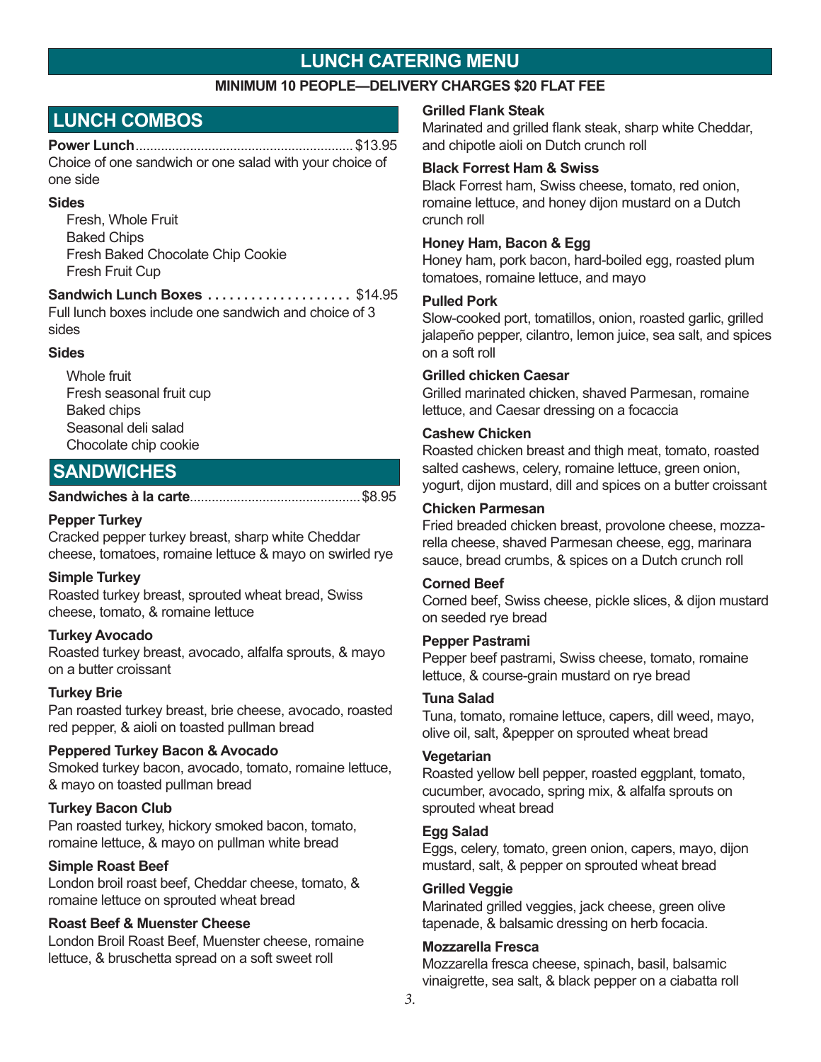# LUNCH CATERING MENU

**MINIMUM 10 PEOPLE—DELIVERY CHARGES $20 FLAT FEE**

## LUNCH COMBOS

**Power Lunch**........................................................... $13.95
Choice of one sandwich or one salad with your choice of one side

**Sides**

- Fresh, Whole Fruit
- Baked Chips
- Fresh Baked Chocolate Chip Cookie
- Fresh Fruit Cup

**Sandwich Lunch Boxes** .................... $14.95
Full lunch boxes include one sandwich and choice of 3 sides

**Sides**

- Whole fruit
- Fresh seasonal fruit cup
- Baked chips
- Seasonal deli salad
- Chocolate chip cookie

## SANDWICHES

**Sandwiches à la carte**............................................... $8.95

**Pepper Turkey**
Cracked pepper turkey breast, sharp white Cheddar cheese, tomatoes, romaine lettuce & mayo on swirled rye

**Simple Turkey**
Roasted turkey breast, sprouted wheat bread, Swiss cheese, tomato, & romaine lettuce

**Turkey Avocado**
Roasted turkey breast, avocado, alfalfa sprouts, & mayo on a butter croissant

**Turkey Brie**
Pan roasted turkey breast, brie cheese, avocado, roasted red pepper, & aioli on toasted pullman bread

**Peppered Turkey Bacon & Avocado**
Smoked turkey bacon, avocado, tomato, romaine lettuce, & mayo on toasted pullman bread

**Turkey Bacon Club**
Pan roasted turkey, hickory smoked bacon, tomato, romaine lettuce, & mayo on pullman white bread

**Simple Roast Beef**
London broil roast beef, Cheddar cheese, tomato, & romaine lettuce on sprouted wheat bread

**Roast Beef & Muenster Cheese**
London Broil Roast Beef, Muenster cheese, romaine lettuce, & bruschetta spread on a soft sweet roll

**Grilled Flank Steak**
Marinated and grilled flank steak, sharp white Cheddar, and chipotle aioli on Dutch crunch roll

**Black Forrest Ham & Swiss**
Black Forrest ham, Swiss cheese, tomato, red onion, romaine lettuce, and honey dijon mustard on a Dutch crunch roll

**Honey Ham, Bacon & Egg**
Honey ham, pork bacon, hard-boiled egg, roasted plum tomatoes, romaine lettuce, and mayo

**Pulled Pork**
Slow-cooked port, tomatillos, onion, roasted garlic, grilled jalapeño pepper, cilantro, lemon juice, sea salt, and spices on a soft roll

**Grilled chicken Caesar**
Grilled marinated chicken, shaved Parmesan, romaine lettuce, and Caesar dressing on a focaccia

**Cashew Chicken**
Roasted chicken breast and thigh meat, tomato, roasted salted cashews, celery, romaine lettuce, green onion, yogurt, dijon mustard, dill and spices on a butter croissant

**Chicken Parmesan**
Fried breaded chicken breast, provolone cheese, mozzarella cheese, shaved Parmesan cheese, egg, marinara sauce, bread crumbs, & spices on a Dutch crunch roll

**Corned Beef**
Corned beef, Swiss cheese, pickle slices, & dijon mustard on seeded rye bread

**Pepper Pastrami**
Pepper beef pastrami, Swiss cheese, tomato, romaine lettuce, & course-grain mustard on rye bread

**Tuna Salad**
Tuna, tomato, romaine lettuce, capers, dill weed, mayo, olive oil, salt, &pepper on sprouted wheat bread

**Vegetarian**
Roasted yellow bell pepper, roasted eggplant, tomato, cucumber, avocado, spring mix, & alfalfa sprouts on sprouted wheat bread

**Egg Salad**
Eggs, celery, tomato, green onion, capers, mayo, dijon mustard, salt, & pepper on sprouted wheat bread

**Grilled Veggie**
Marinated grilled veggies, jack cheese, green olive tapenade, & balsamic dressing on herb focacia.

**Mozzarella Fresca**
Mozzarella fresca cheese, spinach, basil, balsamic vinaigrette, sea salt, & black pepper on a ciabatta roll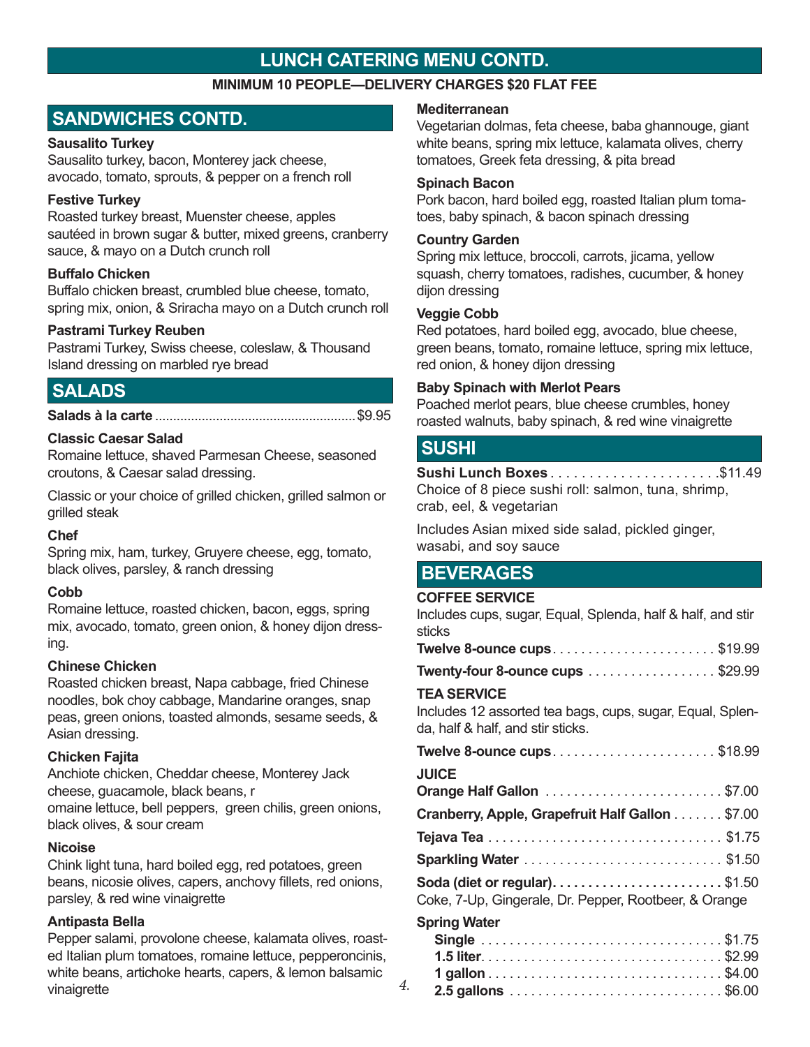# LUNCH CATERING MENU CONTD.

**MINIMUM 10 PEOPLE—DELIVERY CHARGES $20 FLAT FEE**

## SANDWICHES CONTD.

**Sausalito Turkey**
Sausalito turkey, bacon, Monterey jack cheese, avocado, tomato, sprouts, & pepper on a french roll

**Festive Turkey**
Roasted turkey breast, Muenster cheese, apples sautéed in brown sugar & butter, mixed greens, cranberry sauce, & mayo on a Dutch crunch roll

**Buffalo Chicken**
Buffalo chicken breast, crumbled blue cheese, tomato, spring mix, onion, & Sriracha mayo on a Dutch crunch roll

**Pastrami Turkey Reuben**
Pastrami Turkey, Swiss cheese, coleslaw, & Thousand Island dressing on marbled rye bread

## SALADS

**Salads à la carte** ........ $9.95

**Classic Caesar Salad**
Romaine lettuce, shaved Parmesan Cheese, seasoned croutons, & Caesar salad dressing.

Classic or your choice of grilled chicken, grilled salmon or grilled steak

**Chef**
Spring mix, ham, turkey, Gruyere cheese, egg, tomato, black olives, parsley, & ranch dressing

**Cobb**
Romaine lettuce, roasted chicken, bacon, eggs, spring mix, avocado, tomato, green onion, & honey dijon dressing.

**Chinese Chicken**
Roasted chicken breast, Napa cabbage, fried Chinese noodles, bok choy cabbage, Mandarine oranges, snap peas, green onions, toasted almonds, sesame seeds, & Asian dressing.

**Chicken Fajita**
Anchiote chicken, Cheddar cheese, Monterey Jack cheese, guacamole, black beans, r
omaine lettuce, bell peppers, green chilis, green onions, black olives, & sour cream

**Nicoise**
Chink light tuna, hard boiled egg, red potatoes, green beans, nicosie olives, capers, anchovy fillets, red onions, parsley, & red wine vinaigrette

**Antipasta Bella**
Pepper salami, provolone cheese, kalamata olives, roasted Italian plum tomatoes, romaine lettuce, pepperoncinis, white beans, artichoke hearts, capers, & lemon balsamic vinaigrette

**Mediterranean**
Vegetarian dolmas, feta cheese, baba ghannouge, giant white beans, spring mix lettuce, kalamata olives, cherry tomatoes, Greek feta dressing, & pita bread

**Spinach Bacon**
Pork bacon, hard boiled egg, roasted Italian plum tomatoes, baby spinach, & bacon spinach dressing

**Country Garden**
Spring mix lettuce, broccoli, carrots, jicama, yellow squash, cherry tomatoes, radishes, cucumber, & honey dijon dressing

**Veggie Cobb**
Red potatoes, hard boiled egg, avocado, blue cheese, green beans, tomato, romaine lettuce, spring mix lettuce, red onion, & honey dijon dressing

**Baby Spinach with Merlot Pears**
Poached merlot pears, blue cheese crumbles, honey roasted walnuts, baby spinach, & red wine vinaigrette

## SUSHI

**Sushi Lunch Boxes** ........ $11.49
Choice of 8 piece sushi roll: salmon, tuna, shrimp, crab, eel, & vegetarian

Includes Asian mixed side salad, pickled ginger, wasabi, and soy sauce

## BEVERAGES

**COFFEE SERVICE**
Includes cups, sugar, Equal, Splenda, half & half, and stir sticks

**Twelve 8-ounce cups** ........ $19.99

**Twenty-four 8-ounce cups** ........ $29.99

**TEA SERVICE**
Includes 12 assorted tea bags, cups, sugar, Equal, Splenda, half & half, and stir sticks.

**Twelve 8-ounce cups** ........ $18.99

**JUICE**

**Orange Half Gallon** ........ $7.00

**Cranberry, Apple, Grapefruit Half Gallon** ........ $7.00

**Tejava Tea** ........ $1.75

**Sparkling Water** ........ $1.50

**Soda (diet or regular)** ........ $1.50
Coke, 7-Up, Gingerale, Dr. Pepper, Rootbeer, & Orange

**Spring Water**

- **Single** ........ $1.75
- **1.5 liter** ........ $2.99
- **1 gallon** ........ $4.00
- **2.5 gallons** ........ $6.00